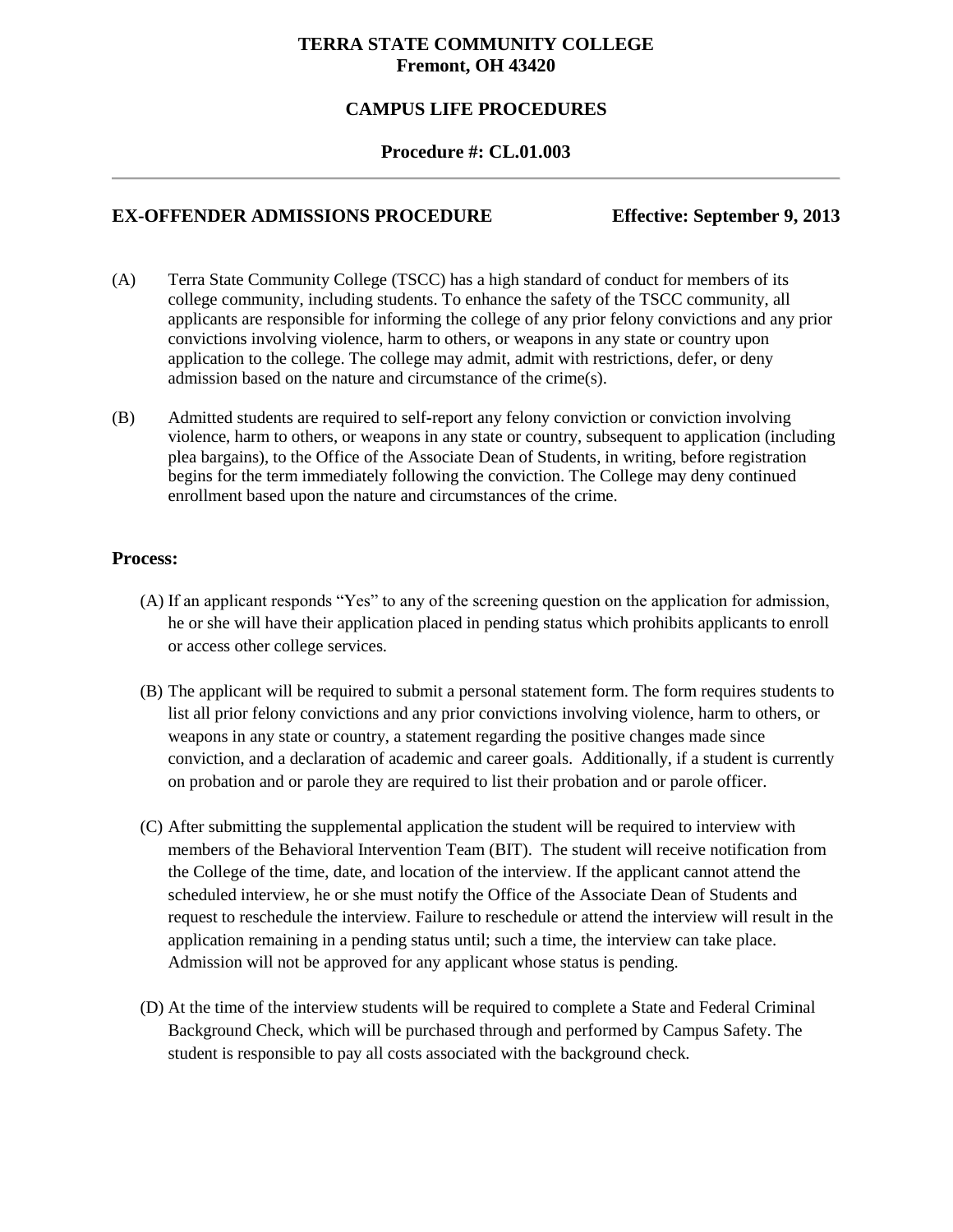**TERRA STATE COMMUNITY COLLEGE**
**Fremont, OH 43420**

**CAMPUS LIFE PROCEDURES**

**Procedure #: CL.01.003**

---

## EX-OFFENDER ADMISSIONS PROCEDURE — Effective: September 9, 2013

(A) Terra State Community College (TSCC) has a high standard of conduct for members of its college community, including students. To enhance the safety of the TSCC community, all applicants are responsible for informing the college of any prior felony convictions and any prior convictions involving violence, harm to others, or weapons in any state or country upon application to the college. The college may admit, admit with restrictions, defer, or deny admission based on the nature and circumstance of the crime(s).

(B) Admitted students are required to self-report any felony conviction or conviction involving violence, harm to others, or weapons in any state or country, subsequent to application (including plea bargains), to the Office of the Associate Dean of Students, in writing, before registration begins for the term immediately following the conviction. The College may deny continued enrollment based upon the nature and circumstances of the crime.

### Process:

(A) If an applicant responds "Yes" to any of the screening question on the application for admission, he or she will have their application placed in pending status which prohibits applicants to enroll or access other college services.

(B) The applicant will be required to submit a personal statement form. The form requires students to list all prior felony convictions and any prior convictions involving violence, harm to others, or weapons in any state or country, a statement regarding the positive changes made since conviction, and a declaration of academic and career goals. Additionally, if a student is currently on probation and or parole they are required to list their probation and or parole officer.

(C) After submitting the supplemental application the student will be required to interview with members of the Behavioral Intervention Team (BIT). The student will receive notification from the College of the time, date, and location of the interview. If the applicant cannot attend the scheduled interview, he or she must notify the Office of the Associate Dean of Students and request to reschedule the interview. Failure to reschedule or attend the interview will result in the application remaining in a pending status until; such a time, the interview can take place. Admission will not be approved for any applicant whose status is pending.

(D) At the time of the interview students will be required to complete a State and Federal Criminal Background Check, which will be purchased through and performed by Campus Safety. The student is responsible to pay all costs associated with the background check.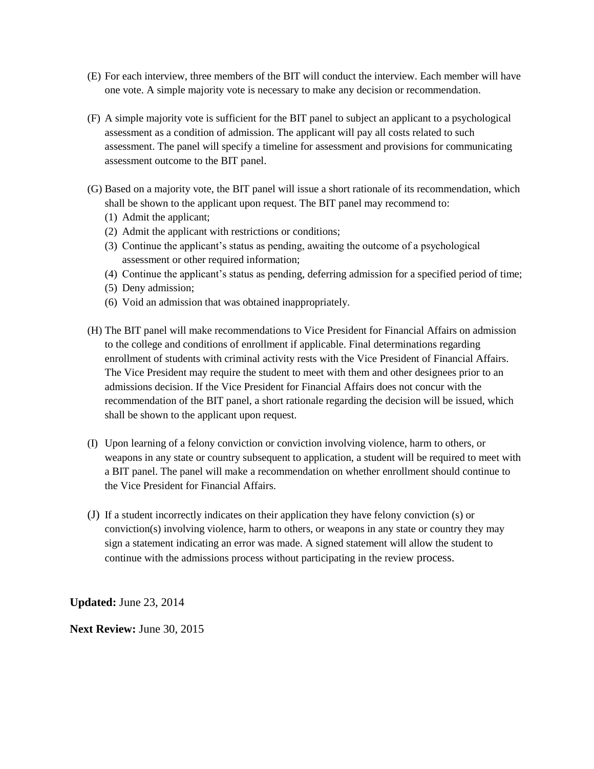(E) For each interview, three members of the BIT will conduct the interview. Each member will have one vote. A simple majority vote is necessary to make any decision or recommendation.

(F) A simple majority vote is sufficient for the BIT panel to subject an applicant to a psychological assessment as a condition of admission. The applicant will pay all costs related to such assessment. The panel will specify a timeline for assessment and provisions for communicating assessment outcome to the BIT panel.

(G) Based on a majority vote, the BIT panel will issue a short rationale of its recommendation, which shall be shown to the applicant upon request. The BIT panel may recommend to:

(1) Admit the applicant;
(2) Admit the applicant with restrictions or conditions;
(3) Continue the applicant's status as pending, awaiting the outcome of a psychological assessment or other required information;
(4) Continue the applicant's status as pending, deferring admission for a specified period of time;
(5) Deny admission;
(6) Void an admission that was obtained inappropriately.

(H) The BIT panel will make recommendations to Vice President for Financial Affairs on admission to the college and conditions of enrollment if applicable. Final determinations regarding enrollment of students with criminal activity rests with the Vice President of Financial Affairs. The Vice President may require the student to meet with them and other designees prior to an admissions decision. If the Vice President for Financial Affairs does not concur with the recommendation of the BIT panel, a short rationale regarding the decision will be issued, which shall be shown to the applicant upon request.

(I) Upon learning of a felony conviction or conviction involving violence, harm to others, or weapons in any state or country subsequent to application, a student will be required to meet with a BIT panel. The panel will make a recommendation on whether enrollment should continue to the Vice President for Financial Affairs.

(J) If a student incorrectly indicates on their application they have felony conviction (s) or conviction(s) involving violence, harm to others, or weapons in any state or country they may sign a statement indicating an error was made. A signed statement will allow the student to continue with the admissions process without participating in the review process.

**Updated:** June 23, 2014

**Next Review:** June 30, 2015